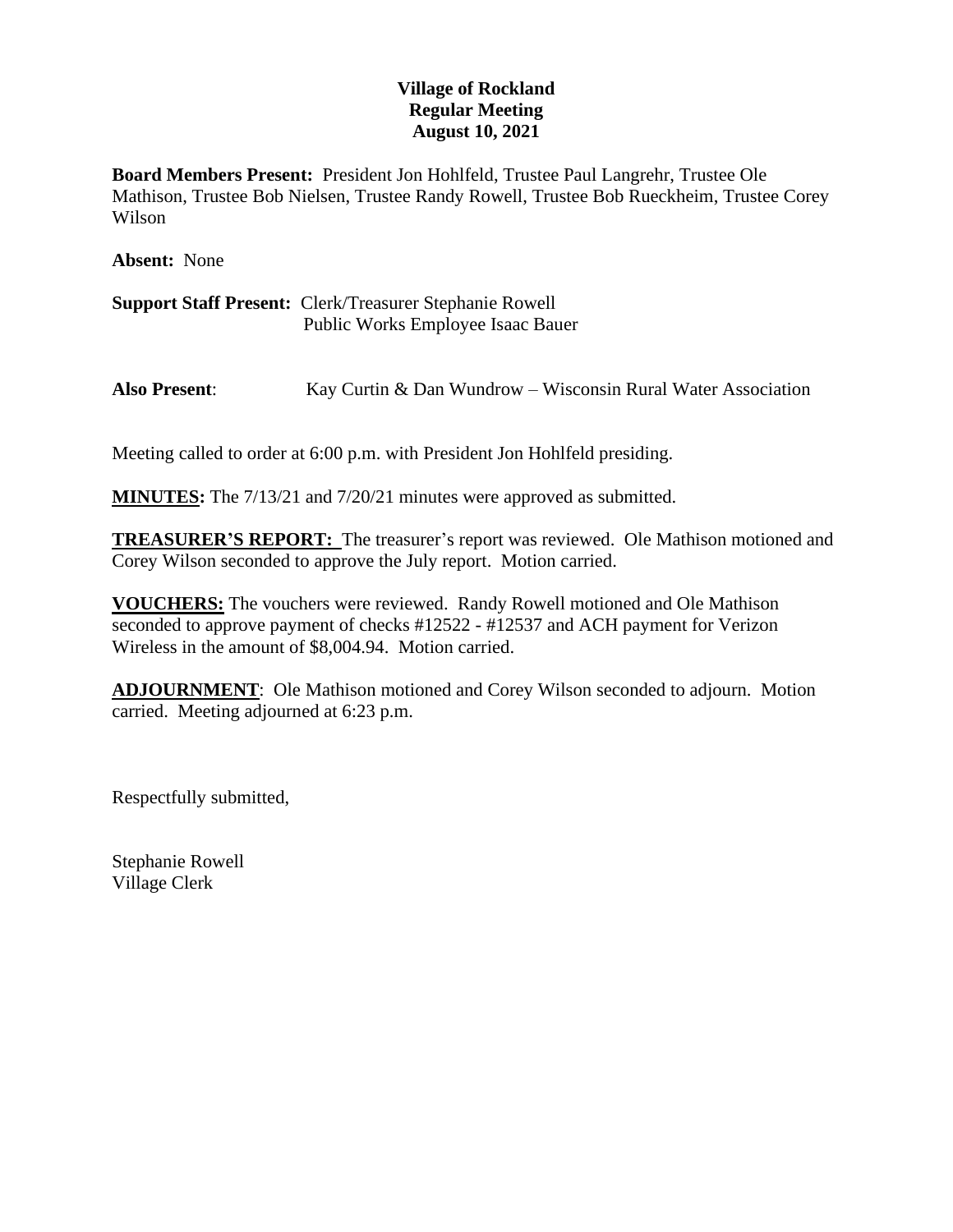**Village of Rockland**
**Regular Meeting**
**August 10, 2021**

**Board Members Present:** President Jon Hohlfeld, Trustee Paul Langrehr, Trustee Ole Mathison, Trustee Bob Nielsen, Trustee Randy Rowell, Trustee Bob Rueckheim, Trustee Corey Wilson

**Absent:** None

**Support Staff Present:** Clerk/Treasurer Stephanie Rowell
Public Works Employee Isaac Bauer

**Also Present**: Kay Curtin & Dan Wundrow – Wisconsin Rural Water Association

Meeting called to order at 6:00 p.m. with President Jon Hohlfeld presiding.

**MINUTES:** The 7/13/21 and 7/20/21 minutes were approved as submitted.

**TREASURER'S REPORT:** The treasurer's report was reviewed. Ole Mathison motioned and Corey Wilson seconded to approve the July report. Motion carried.

**VOUCHERS:** The vouchers were reviewed. Randy Rowell motioned and Ole Mathison seconded to approve payment of checks #12522 - #12537 and ACH payment for Verizon Wireless in the amount of $8,004.94. Motion carried.

**ADJOURNMENT**: Ole Mathison motioned and Corey Wilson seconded to adjourn. Motion carried. Meeting adjourned at 6:23 p.m.

Respectfully submitted,

Stephanie Rowell
Village Clerk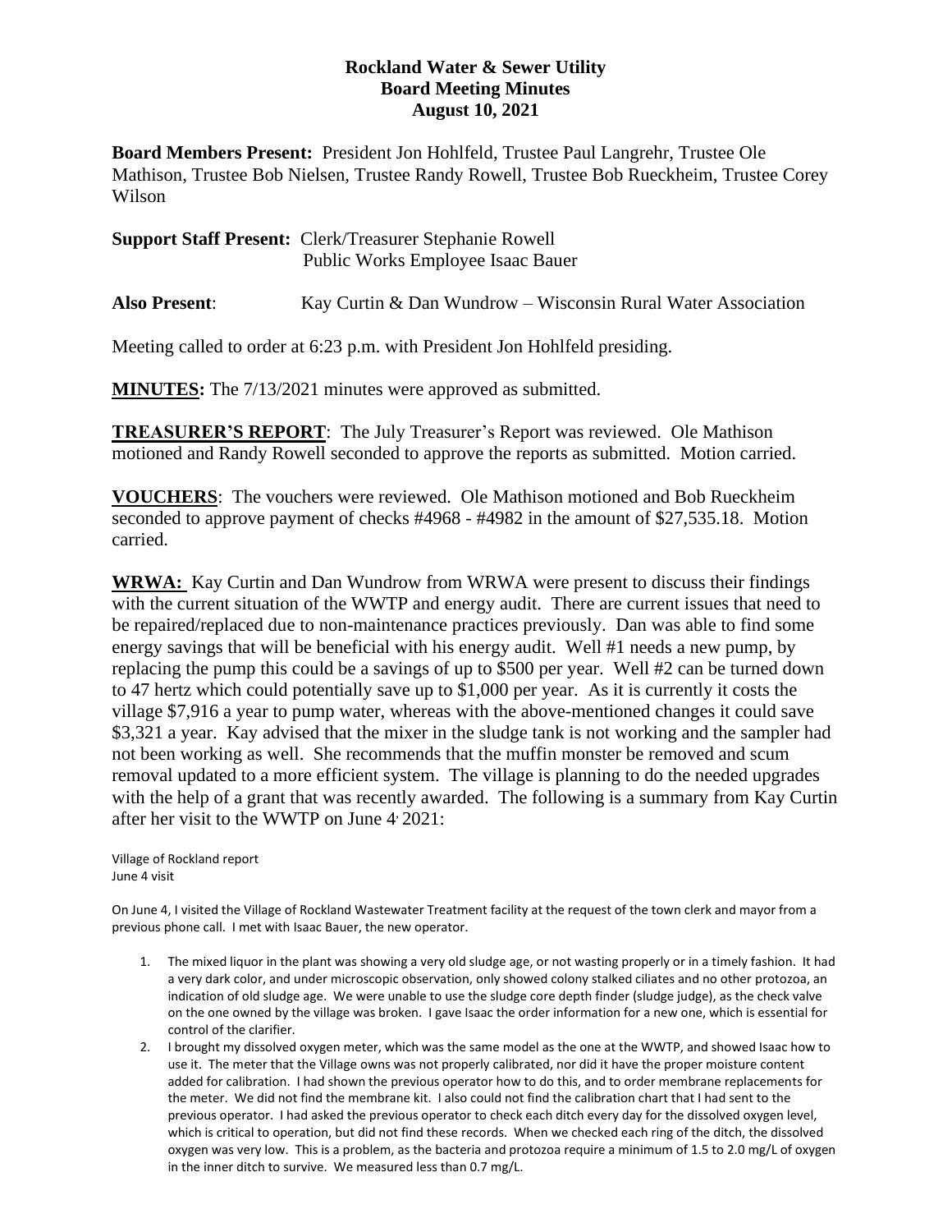**Rockland Water & Sewer Utility**
**Board Meeting Minutes**
**August 10, 2021**

**Board Members Present:** President Jon Hohlfeld, Trustee Paul Langrehr, Trustee Ole Mathison, Trustee Bob Nielsen, Trustee Randy Rowell, Trustee Bob Rueckheim, Trustee Corey Wilson

**Support Staff Present:** Clerk/Treasurer Stephanie Rowell
Public Works Employee Isaac Bauer

**Also Present**: Kay Curtin & Dan Wundrow – Wisconsin Rural Water Association

Meeting called to order at 6:23 p.m. with President Jon Hohlfeld presiding.

**MINUTES:** The 7/13/2021 minutes were approved as submitted.

**TREASURER'S REPORT**: The July Treasurer's Report was reviewed. Ole Mathison motioned and Randy Rowell seconded to approve the reports as submitted. Motion carried.

**VOUCHERS**: The vouchers were reviewed. Ole Mathison motioned and Bob Rueckheim seconded to approve payment of checks #4968 - #4982 in the amount of $27,535.18. Motion carried.

**WRWA:** Kay Curtin and Dan Wundrow from WRWA were present to discuss their findings with the current situation of the WWTP and energy audit. There are current issues that need to be repaired/replaced due to non-maintenance practices previously. Dan was able to find some energy savings that will be beneficial with his energy audit. Well #1 needs a new pump, by replacing the pump this could be a savings of up to $500 per year. Well #2 can be turned down to 47 hertz which could potentially save up to $1,000 per year. As it is currently it costs the village $7,916 a year to pump water, whereas with the above-mentioned changes it could save $3,321 a year. Kay advised that the mixer in the sludge tank is not working and the sampler had not been working as well. She recommends that the muffin monster be removed and scum removal updated to a more efficient system. The village is planning to do the needed upgrades with the help of a grant that was recently awarded. The following is a summary from Kay Curtin after her visit to the WWTP on June 4, 2021:

Village of Rockland report
June 4 visit

On June 4, I visited the Village of Rockland Wastewater Treatment facility at the request of the town clerk and mayor from a previous phone call. I met with Isaac Bauer, the new operator.

1. The mixed liquor in the plant was showing a very old sludge age, or not wasting properly or in a timely fashion. It had a very dark color, and under microscopic observation, only showed colony stalked ciliates and no other protozoa, an indication of old sludge age. We were unable to use the sludge core depth finder (sludge judge), as the check valve on the one owned by the village was broken. I gave Isaac the order information for a new one, which is essential for control of the clarifier.
2. I brought my dissolved oxygen meter, which was the same model as the one at the WWTP, and showed Isaac how to use it. The meter that the Village owns was not properly calibrated, nor did it have the proper moisture content added for calibration. I had shown the previous operator how to do this, and to order membrane replacements for the meter. We did not find the membrane kit. I also could not find the calibration chart that I had sent to the previous operator. I had asked the previous operator to check each ditch every day for the dissolved oxygen level, which is critical to operation, but did not find these records. When we checked each ring of the ditch, the dissolved oxygen was very low. This is a problem, as the bacteria and protozoa require a minimum of 1.5 to 2.0 mg/L of oxygen in the inner ditch to survive. We measured less than 0.7 mg/L.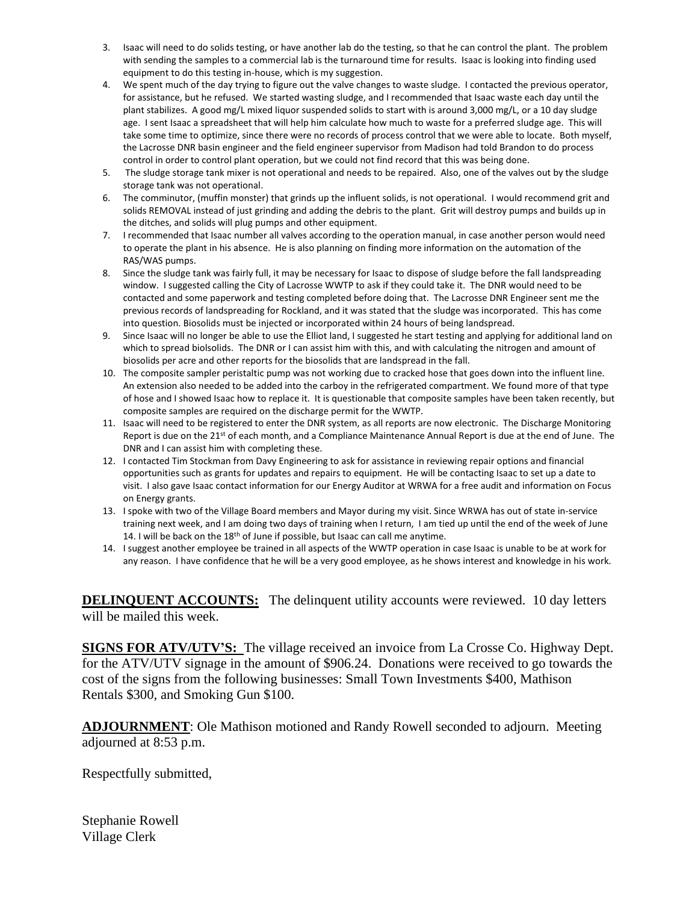3. Isaac will need to do solids testing, or have another lab do the testing, so that he can control the plant. The problem with sending the samples to a commercial lab is the turnaround time for results. Isaac is looking into finding used equipment to do this testing in-house, which is my suggestion.
4. We spent much of the day trying to figure out the valve changes to waste sludge. I contacted the previous operator, for assistance, but he refused. We started wasting sludge, and I recommended that Isaac waste each day until the plant stabilizes. A good mg/L mixed liquor suspended solids to start with is around 3,000 mg/L, or a 10 day sludge age. I sent Isaac a spreadsheet that will help him calculate how much to waste for a preferred sludge age. This will take some time to optimize, since there were no records of process control that we were able to locate. Both myself, the Lacrosse DNR basin engineer and the field engineer supervisor from Madison had told Brandon to do process control in order to control plant operation, but we could not find record that this was being done.
5. The sludge storage tank mixer is not operational and needs to be repaired. Also, one of the valves out by the sludge storage tank was not operational.
6. The comminutor, (muffin monster) that grinds up the influent solids, is not operational. I would recommend grit and solids REMOVAL instead of just grinding and adding the debris to the plant. Grit will destroy pumps and builds up in the ditches, and solids will plug pumps and other equipment.
7. I recommended that Isaac number all valves according to the operation manual, in case another person would need to operate the plant in his absence. He is also planning on finding more information on the automation of the RAS/WAS pumps.
8. Since the sludge tank was fairly full, it may be necessary for Isaac to dispose of sludge before the fall landspreading window. I suggested calling the City of Lacrosse WWTP to ask if they could take it. The DNR would need to be contacted and some paperwork and testing completed before doing that. The Lacrosse DNR Engineer sent me the previous records of landspreading for Rockland, and it was stated that the sludge was incorporated. This has come into question. Biosolids must be injected or incorporated within 24 hours of being landspread.
9. Since Isaac will no longer be able to use the Elliot land, I suggested he start testing and applying for additional land on which to spread biolsolids. The DNR or I can assist him with this, and with calculating the nitrogen and amount of biosolids per acre and other reports for the biosolids that are landspread in the fall.
10. The composite sampler peristaltic pump was not working due to cracked hose that goes down into the influent line. An extension also needed to be added into the carboy in the refrigerated compartment. We found more of that type of hose and I showed Isaac how to replace it. It is questionable that composite samples have been taken recently, but composite samples are required on the discharge permit for the WWTP.
11. Isaac will need to be registered to enter the DNR system, as all reports are now electronic. The Discharge Monitoring Report is due on the 21st of each month, and a Compliance Maintenance Annual Report is due at the end of June. The DNR and I can assist him with completing these.
12. I contacted Tim Stockman from Davy Engineering to ask for assistance in reviewing repair options and financial opportunities such as grants for updates and repairs to equipment. He will be contacting Isaac to set up a date to visit. I also gave Isaac contact information for our Energy Auditor at WRWA for a free audit and information on Focus on Energy grants.
13. I spoke with two of the Village Board members and Mayor during my visit. Since WRWA has out of state in-service training next week, and I am doing two days of training when I return, I am tied up until the end of the week of June 14. I will be back on the 18th of June if possible, but Isaac can call me anytime.
14. I suggest another employee be trained in all aspects of the WWTP operation in case Isaac is unable to be at work for any reason. I have confidence that he will be a very good employee, as he shows interest and knowledge in his work.

**DELINQUENT ACCOUNTS:** The delinquent utility accounts were reviewed. 10 day letters will be mailed this week.

**SIGNS FOR ATV/UTV'S:** The village received an invoice from La Crosse Co. Highway Dept. for the ATV/UTV signage in the amount of $906.24. Donations were received to go towards the cost of the signs from the following businesses: Small Town Investments $400, Mathison Rentals $300, and Smoking Gun $100.

**ADJOURNMENT**: Ole Mathison motioned and Randy Rowell seconded to adjourn. Meeting adjourned at 8:53 p.m.

Respectfully submitted,

Stephanie Rowell
Village Clerk